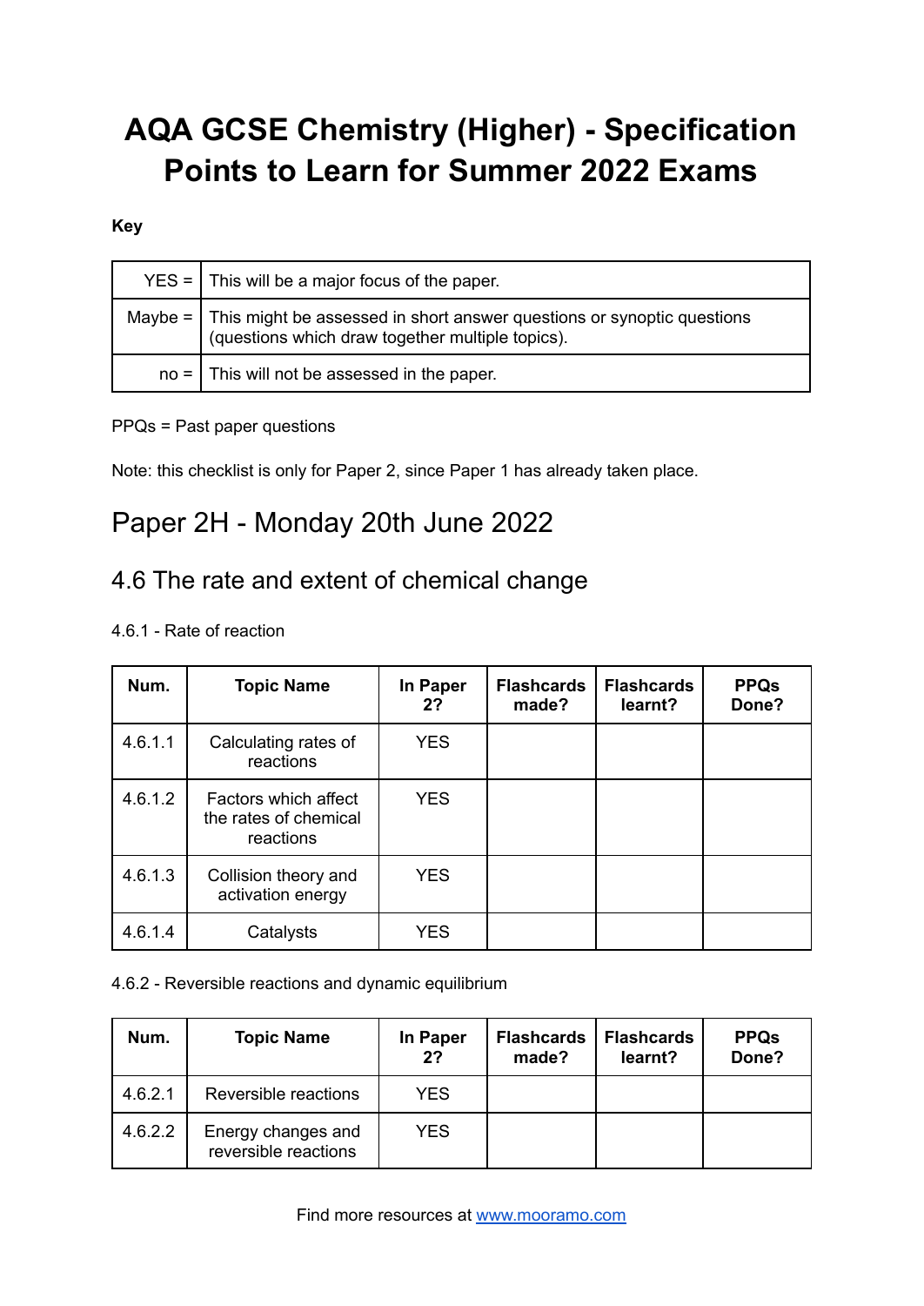# AQA GCSE Chemistry (Higher) - Specification Points to Learn for Summer 2022 Exams

**Key**

| | |
|---|---|
| YES = | This will be a major focus of the paper. |
| Maybe = | This might be assessed in short answer questions or synoptic questions (questions which draw together multiple topics). |
| no = | This will not be assessed in the paper. |

PPQs = Past paper questions

Note: this checklist is only for Paper 2, since Paper 1 has already taken place.

## Paper 2H - Monday 20th June 2022

### 4.6 The rate and extent of chemical change

4.6.1 - Rate of reaction

| Num. | Topic Name | In Paper 2? | Flashcards made? | Flashcards learnt? | PPQs Done? |
|---|---|---|---|---|---|
| 4.6.1.1 | Calculating rates of reactions | YES | | | |
| 4.6.1.2 | Factors which affect the rates of chemical reactions | YES | | | |
| 4.6.1.3 | Collision theory and activation energy | YES | | | |
| 4.6.1.4 | Catalysts | YES | | | |

4.6.2 - Reversible reactions and dynamic equilibrium

| Num. | Topic Name | In Paper 2? | Flashcards made? | Flashcards learnt? | PPQs Done? |
|---|---|---|---|---|---|
| 4.6.2.1 | Reversible reactions | YES | | | |
| 4.6.2.2 | Energy changes and reversible reactions | YES | | | |

Find more resources at www.mooramo.com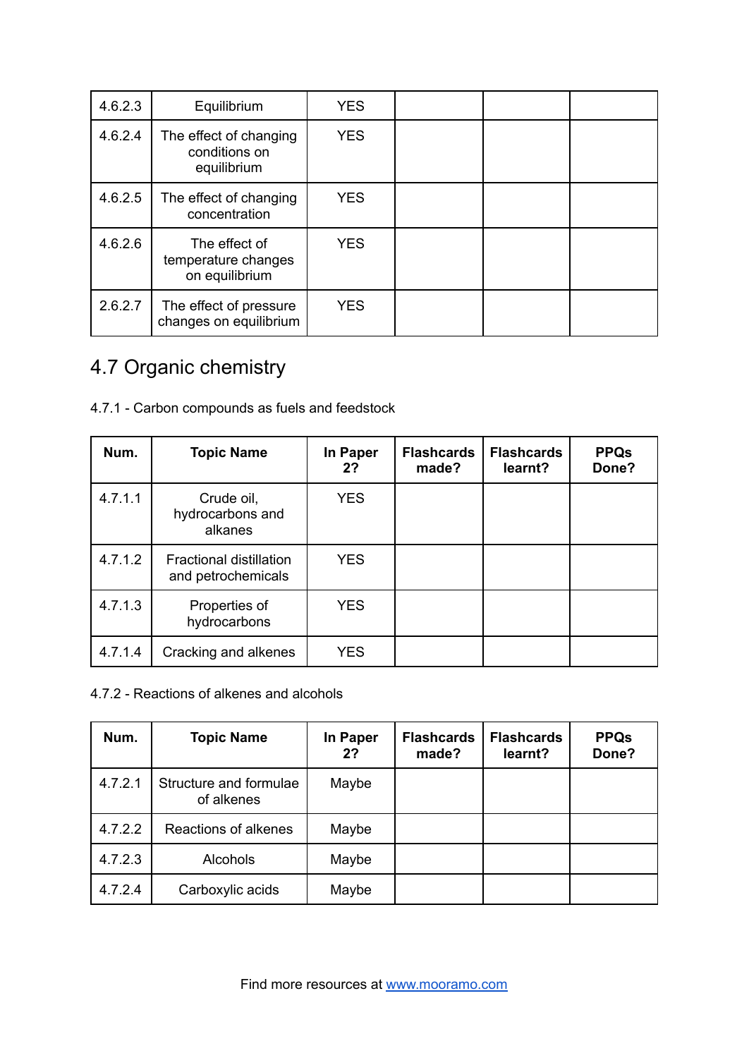| | | | | | |
|---|---|---|---|---|---|
| 4.6.2.3 | Equilibrium | YES | | | |
| 4.6.2.4 | The effect of changing conditions on equilibrium | YES | | | |
| 4.6.2.5 | The effect of changing concentration | YES | | | |
| 4.6.2.6 | The effect of temperature changes on equilibrium | YES | | | |
| 2.6.2.7 | The effect of pressure changes on equilibrium | YES | | | |

## 4.7 Organic chemistry

4.7.1 - Carbon compounds as fuels and feedstock

| Num. | Topic Name | In Paper 2? | Flashcards made? | Flashcards learnt? | PPQs Done? |
|---|---|---|---|---|---|
| 4.7.1.1 | Crude oil, hydrocarbons and alkanes | YES | | | |
| 4.7.1.2 | Fractional distillation and petrochemicals | YES | | | |
| 4.7.1.3 | Properties of hydrocarbons | YES | | | |
| 4.7.1.4 | Cracking and alkenes | YES | | | |

4.7.2 - Reactions of alkenes and alcohols

| Num. | Topic Name | In Paper 2? | Flashcards made? | Flashcards learnt? | PPQs Done? |
|---|---|---|---|---|---|
| 4.7.2.1 | Structure and formulae of alkenes | Maybe | | | |
| 4.7.2.2 | Reactions of alkenes | Maybe | | | |
| 4.7.2.3 | Alcohols | Maybe | | | |
| 4.7.2.4 | Carboxylic acids | Maybe | | | |

Find more resources at [www.mooramo.com](http://www.mooramo.com)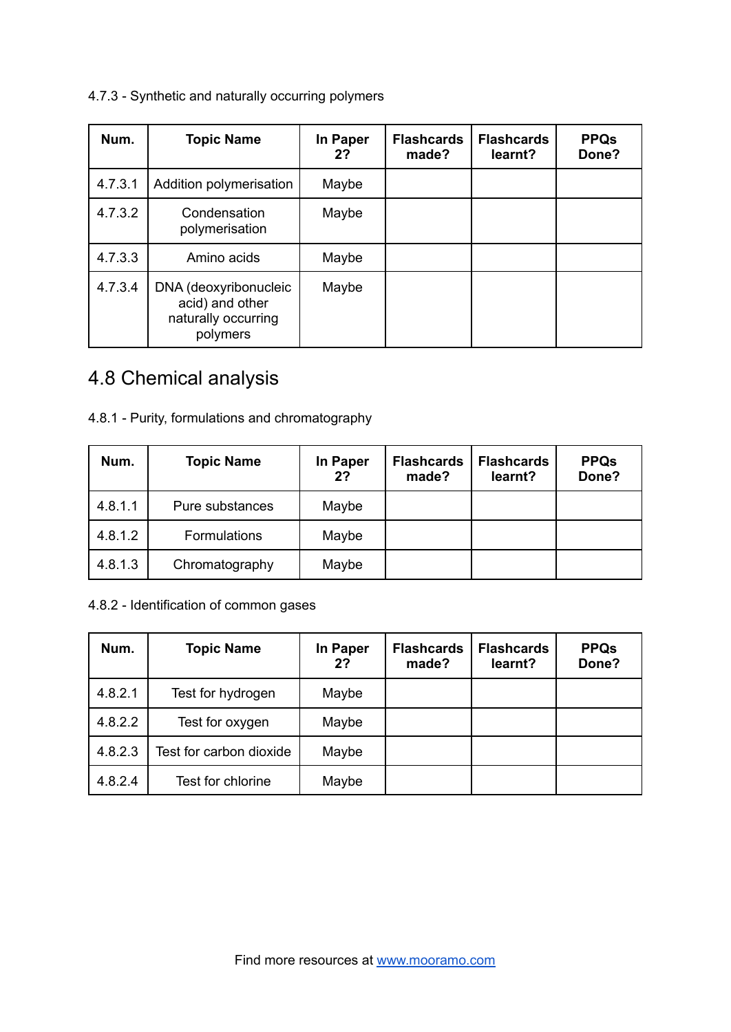4.7.3 - Synthetic and naturally occurring polymers

| Num. | Topic Name | In Paper 2? | Flashcards made? | Flashcards learnt? | PPQs Done? |
|---|---|---|---|---|---|
| 4.7.3.1 | Addition polymerisation | Maybe | | | |
| 4.7.3.2 | Condensation polymerisation | Maybe | | | |
| 4.7.3.3 | Amino acids | Maybe | | | |
| 4.7.3.4 | DNA (deoxyribonucleic acid) and other naturally occurring polymers | Maybe | | | |

## 4.8 Chemical analysis

4.8.1 - Purity, formulations and chromatography

| Num. | Topic Name | In Paper 2? | Flashcards made? | Flashcards learnt? | PPQs Done? |
|---|---|---|---|---|---|
| 4.8.1.1 | Pure substances | Maybe | | | |
| 4.8.1.2 | Formulations | Maybe | | | |
| 4.8.1.3 | Chromatography | Maybe | | | |

4.8.2 - Identification of common gases

| Num. | Topic Name | In Paper 2? | Flashcards made? | Flashcards learnt? | PPQs Done? |
|---|---|---|---|---|---|
| 4.8.2.1 | Test for hydrogen | Maybe | | | |
| 4.8.2.2 | Test for oxygen | Maybe | | | |
| 4.8.2.3 | Test for carbon dioxide | Maybe | | | |
| 4.8.2.4 | Test for chlorine | Maybe | | | |

Find more resources at [www.mooramo.com](http://www.mooramo.com)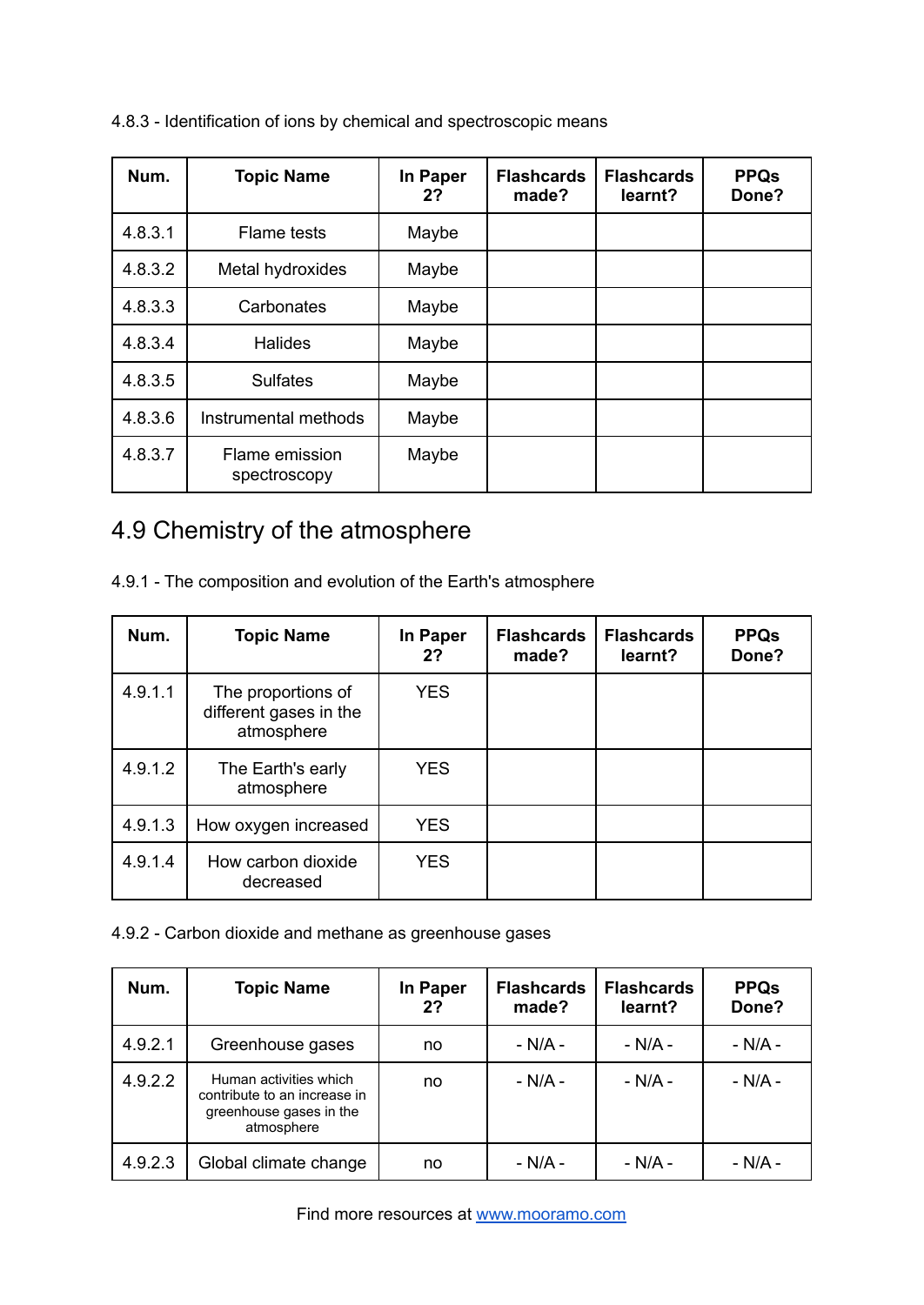4.8.3 - Identification of ions by chemical and spectroscopic means

| Num. | Topic Name | In Paper 2? | Flashcards made? | Flashcards learnt? | PPQs Done? |
|---|---|---|---|---|---|
| 4.8.3.1 | Flame tests | Maybe | | | |
| 4.8.3.2 | Metal hydroxides | Maybe | | | |
| 4.8.3.3 | Carbonates | Maybe | | | |
| 4.8.3.4 | Halides | Maybe | | | |
| 4.8.3.5 | Sulfates | Maybe | | | |
| 4.8.3.6 | Instrumental methods | Maybe | | | |
| 4.8.3.7 | Flame emission spectroscopy | Maybe | | | |

# 4.9 Chemistry of the atmosphere

4.9.1 - The composition and evolution of the Earth's atmosphere

| Num. | Topic Name | In Paper 2? | Flashcards made? | Flashcards learnt? | PPQs Done? |
|---|---|---|---|---|---|
| 4.9.1.1 | The proportions of different gases in the atmosphere | YES | | | |
| 4.9.1.2 | The Earth's early atmosphere | YES | | | |
| 4.9.1.3 | How oxygen increased | YES | | | |
| 4.9.1.4 | How carbon dioxide decreased | YES | | | |

4.9.2 - Carbon dioxide and methane as greenhouse gases

| Num. | Topic Name | In Paper 2? | Flashcards made? | Flashcards learnt? | PPQs Done? |
|---|---|---|---|---|---|
| 4.9.2.1 | Greenhouse gases | no | - N/A - | - N/A - | - N/A - |
| 4.9.2.2 | Human activities which contribute to an increase in greenhouse gases in the atmosphere | no | - N/A - | - N/A - | - N/A - |
| 4.9.2.3 | Global climate change | no | - N/A - | - N/A - | - N/A - |

Find more resources at [www.mooramo.com](http://www.mooramo.com)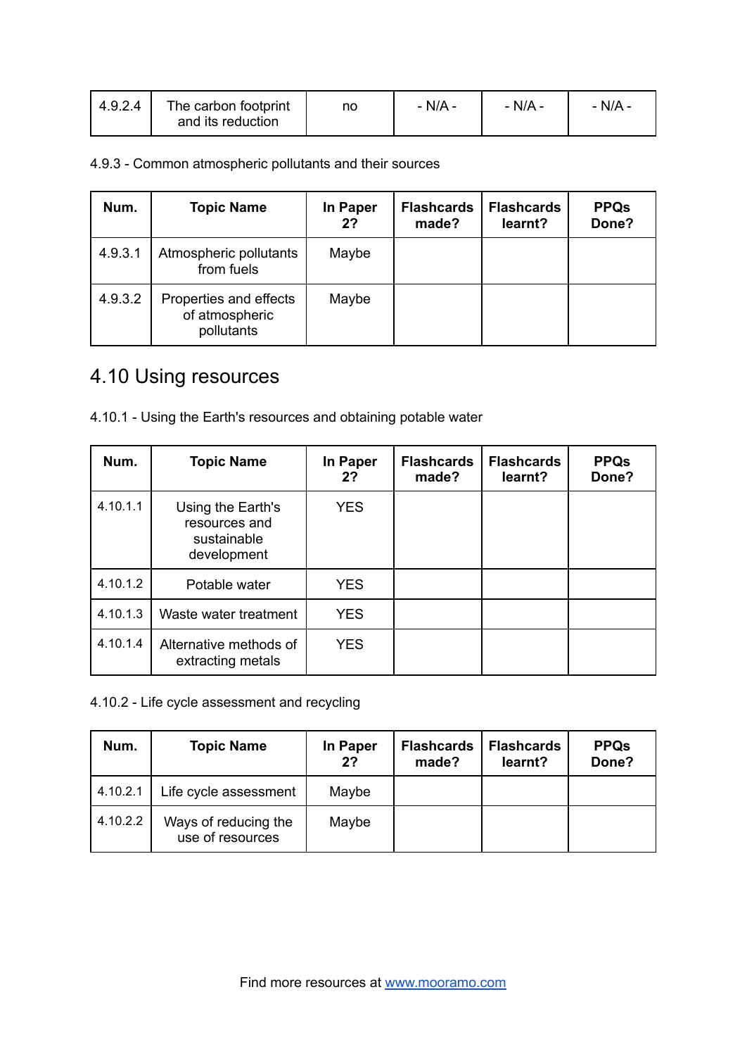| 4.9.2.4 | The carbon footprint and its reduction | no | - N/A - | - N/A - | - N/A - |
|---|---|---|---|---|---|

4.9.3 - Common atmospheric pollutants and their sources

| Num. | Topic Name | In Paper 2? | Flashcards made? | Flashcards learnt? | PPQs Done? |
|---|---|---|---|---|---|
| 4.9.3.1 | Atmospheric pollutants from fuels | Maybe | | | |
| 4.9.3.2 | Properties and effects of atmospheric pollutants | Maybe | | | |

# 4.10 Using resources

4.10.1 - Using the Earth's resources and obtaining potable water

| Num. | Topic Name | In Paper 2? | Flashcards made? | Flashcards learnt? | PPQs Done? |
|---|---|---|---|---|---|
| 4.10.1.1 | Using the Earth's resources and sustainable development | YES | | | |
| 4.10.1.2 | Potable water | YES | | | |
| 4.10.1.3 | Waste water treatment | YES | | | |
| 4.10.1.4 | Alternative methods of extracting metals | YES | | | |

4.10.2 - Life cycle assessment and recycling

| Num. | Topic Name | In Paper 2? | Flashcards made? | Flashcards learnt? | PPQs Done? |
|---|---|---|---|---|---|
| 4.10.2.1 | Life cycle assessment | Maybe | | | |
| 4.10.2.2 | Ways of reducing the use of resources | Maybe | | | |

Find more resources at [www.mooramo.com](http://www.mooramo.com)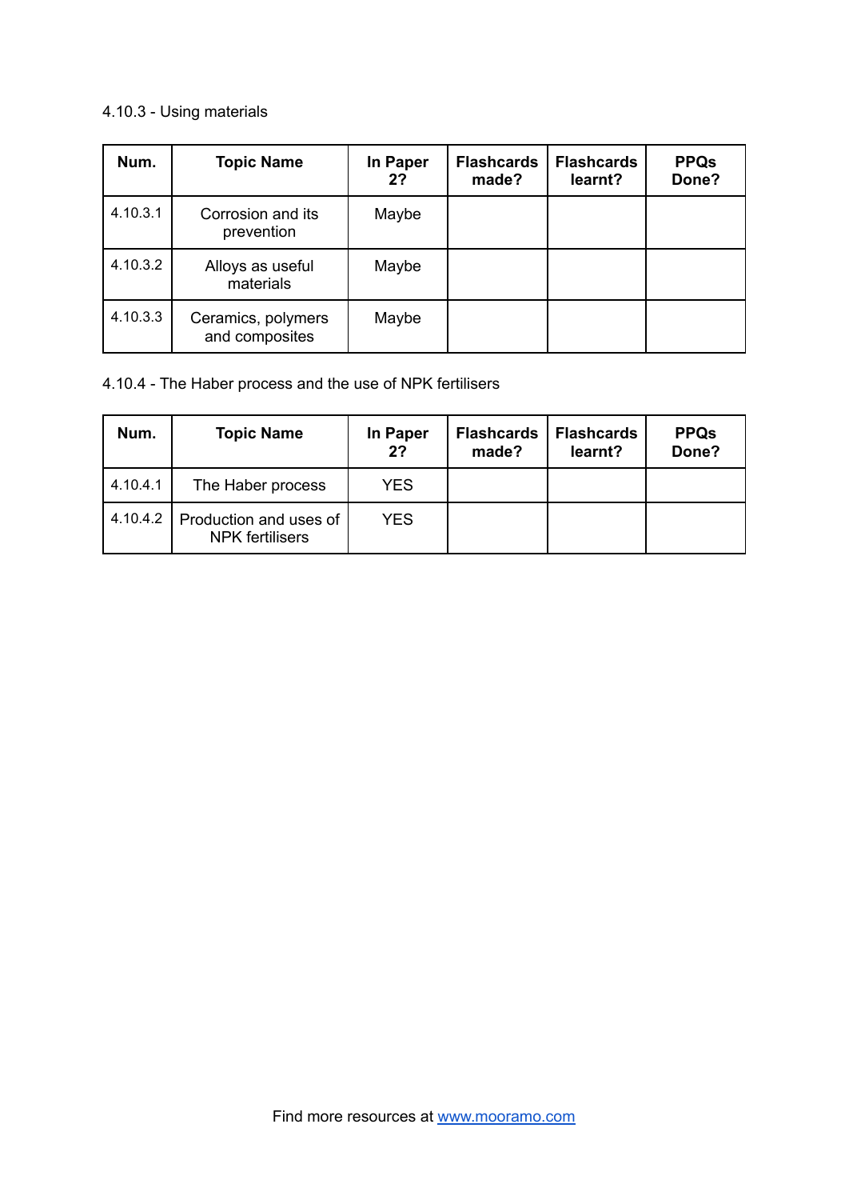4.10.3 - Using materials

| Num. | Topic Name | In Paper 2? | Flashcards made? | Flashcards learnt? | PPQs Done? |
|---|---|---|---|---|---|
| 4.10.3.1 | Corrosion and its prevention | Maybe | | | |
| 4.10.3.2 | Alloys as useful materials | Maybe | | | |
| 4.10.3.3 | Ceramics, polymers and composites | Maybe | | | |

4.10.4 - The Haber process and the use of NPK fertilisers

| Num. | Topic Name | In Paper 2? | Flashcards made? | Flashcards learnt? | PPQs Done? |
|---|---|---|---|---|---|
| 4.10.4.1 | The Haber process | YES | | | |
| 4.10.4.2 | Production and uses of NPK fertilisers | YES | | | |

Find more resources at [www.mooramo.com](http://www.mooramo.com)